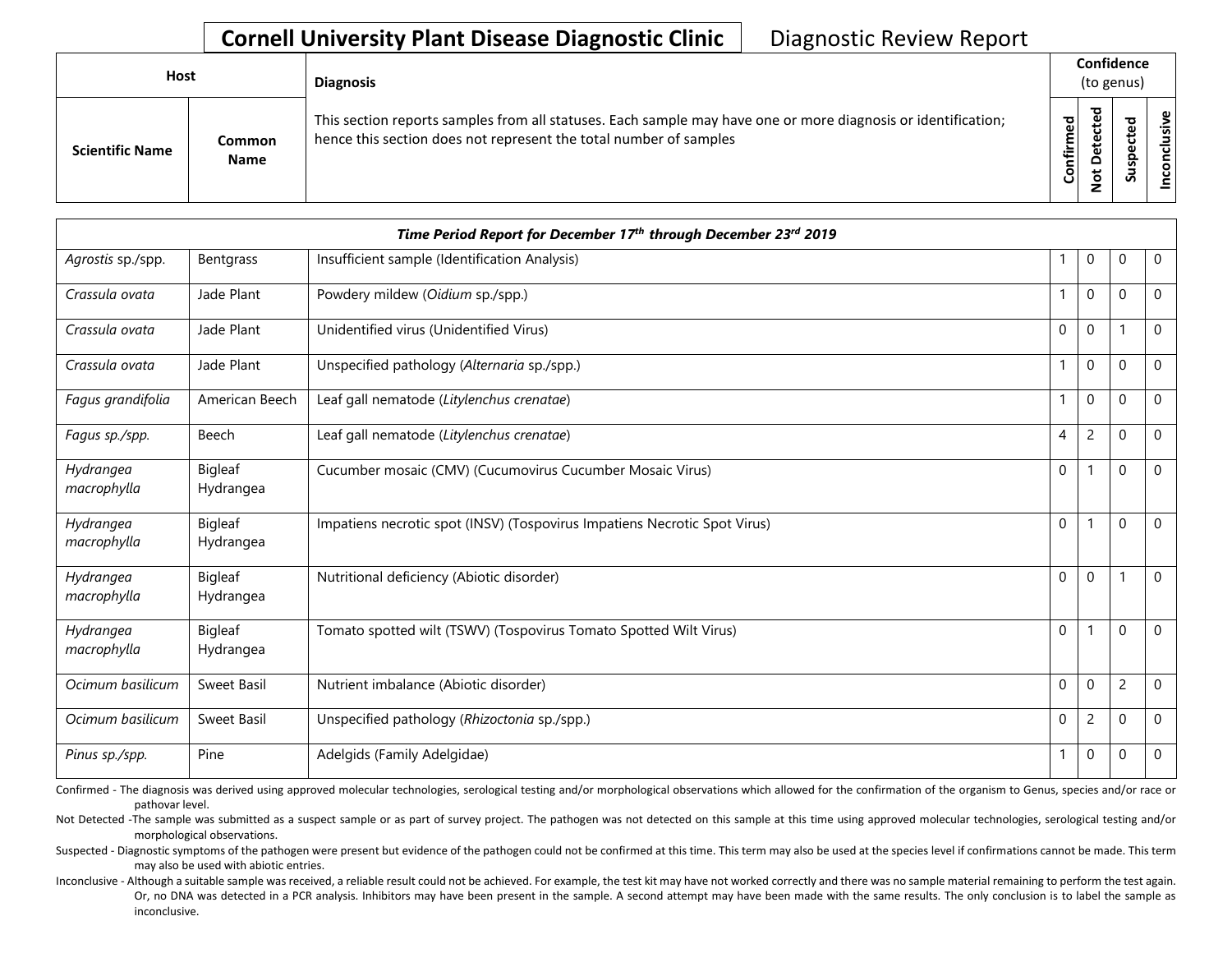# Cornell University Plant Disease Diagnostic Clinic — Diagnostic Review Report

| Host | | Diagnosis | Confidence (to genus) | | | |
|---|---|---|---|---|---|---|
| Scientific Name | Common Name | This section reports samples from all statuses. Each sample may have one or more diagnosis or identification; hence this section does not represent the total number of samples | Confirmed | Not Detected | Suspected | Inconclusive |
| ***Time Period Report for December 17th through December 23rd 2019*** | | | | | | |
| *Agrostis* sp./spp. | Bentgrass | Insufficient sample (Identification Analysis) | 1 | 0 | 0 | 0 |
| *Crassula ovata* | Jade Plant | Powdery mildew (*Oidium* sp./spp.) | 1 | 0 | 0 | 0 |
| *Crassula ovata* | Jade Plant | Unidentified virus (Unidentified Virus) | 0 | 0 | 1 | 0 |
| *Crassula ovata* | Jade Plant | Unspecified pathology (*Alternaria* sp./spp.) | 1 | 0 | 0 | 0 |
| *Fagus grandifolia* | American Beech | Leaf gall nematode (*Litylenchus crenatae*) | 1 | 0 | 0 | 0 |
| *Fagus sp./spp.* | Beech | Leaf gall nematode (*Litylenchus crenatae*) | 4 | 2 | 0 | 0 |
| *Hydrangea macrophylla* | Bigleaf Hydrangea | Cucumber mosaic (CMV) (Cucumovirus Cucumber Mosaic Virus) | 0 | 1 | 0 | 0 |
| *Hydrangea macrophylla* | Bigleaf Hydrangea | Impatiens necrotic spot (INSV) (Tospovirus Impatiens Necrotic Spot Virus) | 0 | 1 | 0 | 0 |
| *Hydrangea macrophylla* | Bigleaf Hydrangea | Nutritional deficiency (Abiotic disorder) | 0 | 0 | 1 | 0 |
| *Hydrangea macrophylla* | Bigleaf Hydrangea | Tomato spotted wilt (TSWV) (Tospovirus Tomato Spotted Wilt Virus) | 0 | 1 | 0 | 0 |
| *Ocimum basilicum* | Sweet Basil | Nutrient imbalance (Abiotic disorder) | 0 | 0 | 2 | 0 |
| *Ocimum basilicum* | Sweet Basil | Unspecified pathology (*Rhizoctonia* sp./spp.) | 0 | 2 | 0 | 0 |
| *Pinus sp./spp.* | Pine | Adelgids (Family Adelgidae) | 1 | 0 | 0 | 0 |

Confirmed - The diagnosis was derived using approved molecular technologies, serological testing and/or morphological observations which allowed for the confirmation of the organism to Genus, species and/or race or pathovar level.

Not Detected -The sample was submitted as a suspect sample or as part of survey project. The pathogen was not detected on this sample at this time using approved molecular technologies, serological testing and/or morphological observations.

Suspected - Diagnostic symptoms of the pathogen were present but evidence of the pathogen could not be confirmed at this time. This term may also be used at the species level if confirmations cannot be made. This term may also be used with abiotic entries.

Inconclusive - Although a suitable sample was received, a reliable result could not be achieved. For example, the test kit may have not worked correctly and there was no sample material remaining to perform the test again. Or, no DNA was detected in a PCR analysis. Inhibitors may have been present in the sample. A second attempt may have been made with the same results. The only conclusion is to label the sample as inconclusive.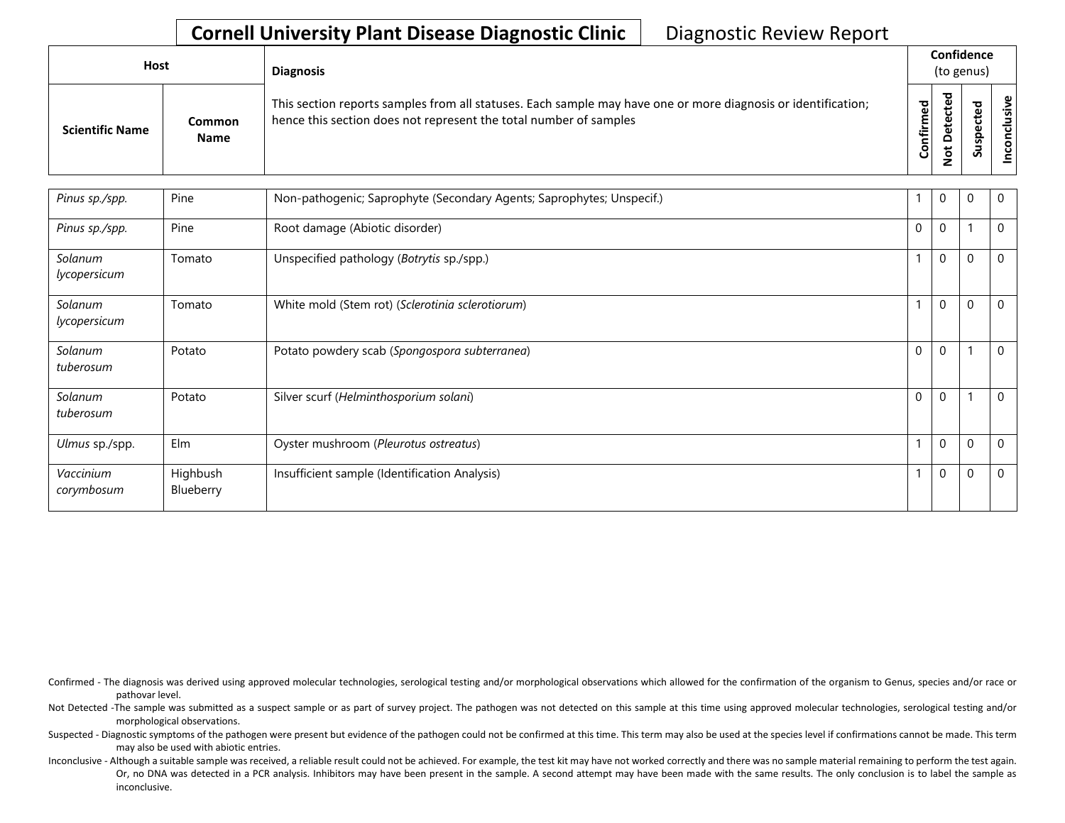# Cornell University Plant Disease Diagnostic Clinic

Diagnostic Review Report

| Host | | Diagnosis | Confidence (to genus) | | | |
|---|---|---|---|---|---|---|
| Scientific Name | Common Name | This section reports samples from all statuses. Each sample may have one or more diagnosis or identification; hence this section does not represent the total number of samples | Confirmed | Not Detected | Suspected | Inconclusive |
| *Pinus* sp./spp. | Pine | Non-pathogenic; Saprophyte (Secondary Agents; Saprophytes; Unspecif.) | 1 | 0 | 0 | 0 |
| *Pinus* sp./spp. | Pine | Root damage (Abiotic disorder) | 0 | 0 | 1 | 0 |
| *Solanum lycopersicum* | Tomato | Unspecified pathology (*Botrytis* sp./spp.) | 1 | 0 | 0 | 0 |
| *Solanum lycopersicum* | Tomato | White mold (Stem rot) (*Sclerotinia sclerotiorum*) | 1 | 0 | 0 | 0 |
| *Solanum tuberosum* | Potato | Potato powdery scab (*Spongospora subterranea*) | 0 | 0 | 1 | 0 |
| *Solanum tuberosum* | Potato | Silver scurf (*Helminthosporium solani*) | 0 | 0 | 1 | 0 |
| *Ulmus* sp./spp. | Elm | Oyster mushroom (*Pleurotus ostreatus*) | 1 | 0 | 0 | 0 |
| *Vaccinium corymbosum* | Highbush Blueberry | Insufficient sample (Identification Analysis) | 1 | 0 | 0 | 0 |

Confirmed - The diagnosis was derived using approved molecular technologies, serological testing and/or morphological observations which allowed for the confirmation of the organism to Genus, species and/or race or pathovar level.

Not Detected -The sample was submitted as a suspect sample or as part of survey project. The pathogen was not detected on this sample at this time using approved molecular technologies, serological testing and/or morphological observations.

Suspected - Diagnostic symptoms of the pathogen were present but evidence of the pathogen could not be confirmed at this time. This term may also be used at the species level if confirmations cannot be made. This term may also be used with abiotic entries.

Inconclusive - Although a suitable sample was received, a reliable result could not be achieved. For example, the test kit may have not worked correctly and there was no sample material remaining to perform the test again. Or, no DNA was detected in a PCR analysis. Inhibitors may have been present in the sample. A second attempt may have been made with the same results. The only conclusion is to label the sample as inconclusive.